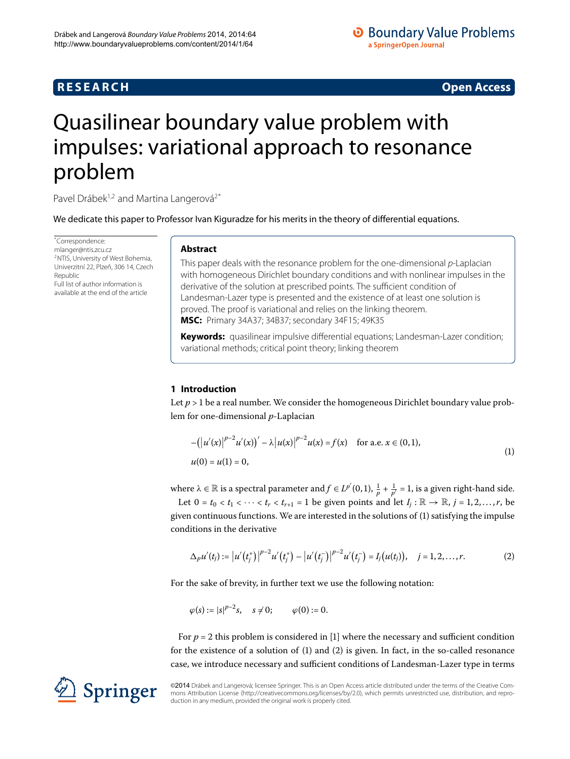RESEARCH Open Access

# Quasilinear boundary value problem with impulses: variational approach to resonance problem

Pavel Drábek[1,2] and Martina Langerová[2*]

We dedicate this paper to Professor Ivan Kiguradze for his merits in the theory of differential equations.

*Correspondence: mlanger@ntis.zcu.cz
[2]NTIS, University of West Bohemia, Univerzitní 22, Plzeň, 306 14, Czech Republic
Full list of author information is available at the end of the article

## Abstract

This paper deals with the resonance problem for the one-dimensional $p$-Laplacian with homogeneous Dirichlet boundary conditions and with nonlinear impulses in the derivative of the solution at prescribed points. The sufficient condition of Landesman-Lazer type is presented and the existence of at least one solution is proved. The proof is variational and relies on the linking theorem.

**MSC:** Primary 34A37; 34B37; secondary 34F15; 49K35

**Keywords:** quasilinear impulsive differential equations; Landesman-Lazer condition; variational methods; critical point theory; linking theorem

## 1 Introduction

Let $p > 1$ be a real number. We consider the homogeneous Dirichlet boundary value problem for one-dimensional $p$-Laplacian

$$
\begin{aligned}
&-\left(\left|u'(x)\right|^{p-2}u'(x)\right)' - \lambda\left|u(x)\right|^{p-2}u(x) = f(x) \quad \text{for a.e. } x \in (0,1), \\
&u(0) = u(1) = 0,
\end{aligned}
\tag{1}
$$

where $\lambda \in \mathbb{R}$ is a spectral parameter and $f \in L^{p'}(0,1)$, $\frac{1}{p} + \frac{1}{p'} = 1$, is a given right-hand side.

Let $0 = t_0 < t_1 < \cdots < t_r < t_{r+1} = 1$ be given points and let $I_j : \mathbb{R} \to \mathbb{R}$, $j = 1, 2, \ldots, r$, be given continuous functions. We are interested in the solutions of (1) satisfying the impulse conditions in the derivative

$$
\Delta_p u'(t_j) := \left|u'\left(t_j^+\right)\right|^{p-2}u'\left(t_j^+\right) - \left|u'\left(t_j^-\right)\right|^{p-2}u'\left(t_j^-\right) = I_j\left(u(t_j)\right), \quad j = 1, 2, \ldots, r.
\tag{2}
$$

For the sake of brevity, in further text we use the following notation:

$$
\varphi(s) := |s|^{p-2}s, \quad s \neq 0; \qquad \varphi(0) := 0.
$$

For $p = 2$ this problem is considered in [1] where the necessary and sufficient condition for the existence of a solution of (1) and (2) is given. In fact, in the so-called resonance case, we introduce necessary and sufficient conditions of Landesman-Lazer type in terms

©2014 Drábek and Langerová; licensee Springer. This is an Open Access article distributed under the terms of the Creative Commons Attribution License (http://creativecommons.org/licenses/by/2.0), which permits unrestricted use, distribution, and reproduction in any medium, provided the original work is properly cited.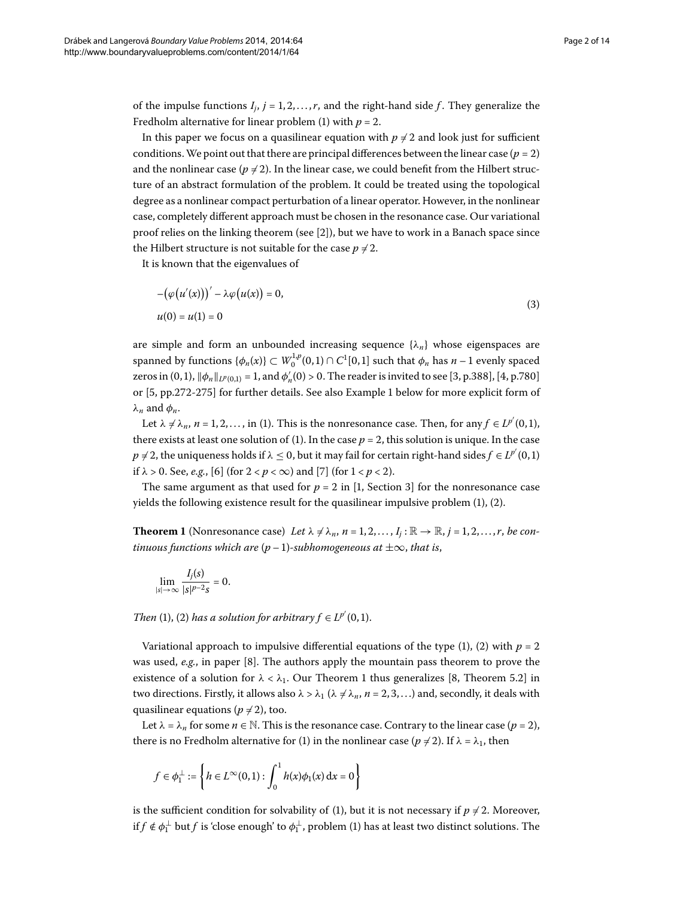of the impulse functions $I_j$, $j = 1, 2, \dots, r$, and the right-hand side $f$. They generalize the Fredholm alternative for linear problem (1) with $p = 2$.

In this paper we focus on a quasilinear equation with $p \neq 2$ and look just for sufficient conditions. We point out that there are principal differences between the linear case ($p = 2$) and the nonlinear case ($p \neq 2$). In the linear case, we could benefit from the Hilbert structure of an abstract formulation of the problem. It could be treated using the topological degree as a nonlinear compact perturbation of a linear operator. However, in the nonlinear case, completely different approach must be chosen in the resonance case. Our variational proof relies on the linking theorem (see [2]), but we have to work in a Banach space since the Hilbert structure is not suitable for the case $p \neq 2$.

It is known that the eigenvalues of

$$
\begin{aligned}
&-\big(\varphi\big(u'(x)\big)\big)' - \lambda\varphi\big(u(x)\big) = 0, \\
&u(0) = u(1) = 0
\end{aligned}
\tag{3}
$$

are simple and form an unbounded increasing sequence $\{\lambda_n\}$ whose eigenspaces are spanned by functions $\{\phi_n(x)\} \subset W_0^{1,p}(0,1) \cap C^1[0,1]$ such that $\phi_n$ has $n-1$ evenly spaced zeros in $(0,1)$, $\|\phi_n\|_{L^p(0,1)} = 1$, and $\phi_n'(0) > 0$. The reader is invited to see [3, p.388], [4, p.780] or [5, pp.272-275] for further details. See also Example 1 below for more explicit form of $\lambda_n$ and $\phi_n$.

Let $\lambda \neq \lambda_n$, $n = 1, 2, \dots$, in (1). This is the nonresonance case. Then, for any $f \in L^{p'}(0,1)$, there exists at least one solution of (1). In the case $p = 2$, this solution is unique. In the case $p \neq 2$, the uniqueness holds if $\lambda \leq 0$, but it may fail for certain right-hand sides $f \in L^{p'}(0,1)$ if $\lambda > 0$. See, *e.g.*, [6] (for $2 < p < \infty$) and [7] (for $1 < p < 2$).

The same argument as that used for $p = 2$ in [1, Section 3] for the nonresonance case yields the following existence result for the quasilinear impulsive problem (1), (2).

**Theorem 1** (Nonresonance case) *Let $\lambda \neq \lambda_n$, $n = 1, 2, \dots$, $I_j : \mathbb{R} \to \mathbb{R}$, $j = 1, 2, \dots, r$, be continuous functions which are $(p-1)$-subhomogeneous at $\pm\infty$, that is,*

$$
\lim_{|s|\to\infty} \frac{I_j(s)}{|s|^{p-2}s} = 0.
$$

*Then* (1), (2) *has a solution for arbitrary $f \in L^{p'}(0,1)$.*

Variational approach to impulsive differential equations of the type (1), (2) with $p = 2$ was used, *e.g.*, in paper [8]. The authors apply the mountain pass theorem to prove the existence of a solution for $\lambda < \lambda_1$. Our Theorem 1 thus generalizes [8, Theorem 5.2] in two directions. Firstly, it allows also $\lambda > \lambda_1$ ($\lambda \neq \lambda_n$, $n = 2, 3, \dots$) and, secondly, it deals with quasilinear equations ($p \neq 2$), too.

Let $\lambda = \lambda_n$ for some $n \in \mathbb{N}$. This is the resonance case. Contrary to the linear case ($p = 2$), there is no Fredholm alternative for (1) in the nonlinear case ($p \neq 2$). If $\lambda = \lambda_1$, then

$$
f \in \phi_1^\perp := \left\{ h \in L^\infty(0,1) : \int_0^1 h(x)\phi_1(x)\,\mathrm{d}x = 0 \right\}
$$

is the sufficient condition for solvability of (1), but it is not necessary if $p \neq 2$. Moreover, if $f \notin \phi_1^\perp$ but $f$ is 'close enough' to $\phi_1^\perp$, problem (1) has at least two distinct solutions. The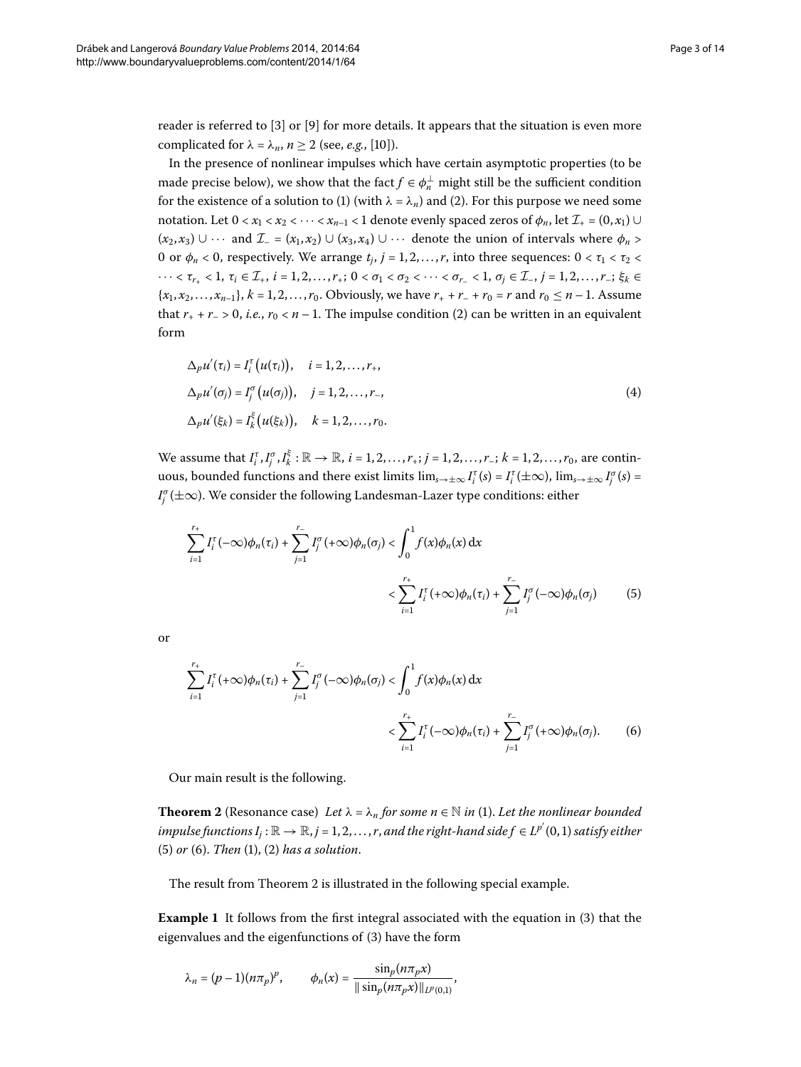reader is referred to [3] or [9] for more details. It appears that the situation is even more complicated for $\lambda = \lambda_n$, $n \geq 2$ (see, *e.g.*, [10]).

In the presence of nonlinear impulses which have certain asymptotic properties (to be made precise below), we show that the fact $f \in \phi_n^{\perp}$ might still be the sufficient condition for the existence of a solution to (1) (with $\lambda = \lambda_n$) and (2). For this purpose we need some notation. Let $0 < x_1 < x_2 < \cdots < x_{n-1} < 1$ denote evenly spaced zeros of $\phi_n$, let $\mathcal{I}_+ = (0, x_1) \cup (x_2, x_3) \cup \cdots$ and $\mathcal{I}_- = (x_1, x_2) \cup (x_3, x_4) \cup \cdots$ denote the union of intervals where $\phi_n > 0$ or $\phi_n < 0$, respectively. We arrange $t_j$, $j = 1, 2, \ldots, r$, into three sequences: $0 < \tau_1 < \tau_2 < \cdots < \tau_{r_+} < 1$, $\tau_i \in \mathcal{I}_+$, $i = 1, 2, \ldots, r_+$; $0 < \sigma_1 < \sigma_2 < \cdots < \sigma_{r_-} < 1$, $\sigma_j \in \mathcal{I}_-$, $j = 1, 2, \ldots, r_-$; $\xi_k \in \{x_1, x_2, \ldots, x_{n-1}\}$, $k = 1, 2, \ldots, r_0$. Obviously, we have $r_+ + r_- + r_0 = r$ and $r_0 \leq n - 1$. Assume that $r_+ + r_- > 0$, *i.e.*, $r_0 < n - 1$. The impulse condition (2) can be written in an equivalent form

$$
\begin{aligned}
&\Delta_p u'(\tau_i) = I_i^{\tau}\big(u(\tau_i)\big), \quad i = 1, 2, \ldots, r_+, \\
&\Delta_p u'(\sigma_j) = I_j^{\sigma}\big(u(\sigma_j)\big), \quad j = 1, 2, \ldots, r_-, \\
&\Delta_p u'(\xi_k) = I_k^{\xi}\big(u(\xi_k)\big), \quad k = 1, 2, \ldots, r_0.
\end{aligned}
\tag{4}
$$

We assume that $I_i^{\tau}, I_j^{\sigma}, I_k^{\xi} : \mathbb{R} \to \mathbb{R}$, $i = 1, 2, \ldots, r_+$; $j = 1, 2, \ldots, r_-$; $k = 1, 2, \ldots, r_0$, are continuous, bounded functions and there exist limits $\lim_{s \to \pm\infty} I_i^{\tau}(s) = I_i^{\tau}(\pm\infty)$, $\lim_{s \to \pm\infty} I_j^{\sigma}(s) = I_j^{\sigma}(\pm\infty)$. We consider the following Landesman-Lazer type conditions: either

$$
\begin{aligned}
\sum_{i=1}^{r_+} I_i^{\tau}(-\infty)\phi_n(\tau_i) + \sum_{j=1}^{r_-} I_j^{\sigma}(+\infty)\phi_n(\sigma_j) &< \int_0^1 f(x)\phi_n(x)\,\mathrm{d}x \\
&< \sum_{i=1}^{r_+} I_i^{\tau}(+\infty)\phi_n(\tau_i) + \sum_{j=1}^{r_-} I_j^{\sigma}(-\infty)\phi_n(\sigma_j)
\end{aligned}
\tag{5}
$$

or

$$
\begin{aligned}
\sum_{i=1}^{r_+} I_i^{\tau}(+\infty)\phi_n(\tau_i) + \sum_{j=1}^{r_-} I_j^{\sigma}(-\infty)\phi_n(\sigma_j) &< \int_0^1 f(x)\phi_n(x)\,\mathrm{d}x \\
&< \sum_{i=1}^{r_+} I_i^{\tau}(-\infty)\phi_n(\tau_i) + \sum_{j=1}^{r_-} I_j^{\sigma}(+\infty)\phi_n(\sigma_j).
\end{aligned}
\tag{6}
$$

Our main result is the following.

**Theorem 2** (Resonance case) *Let $\lambda = \lambda_n$ for some $n \in \mathbb{N}$ in* (1). *Let the nonlinear bounded impulse functions $I_j : \mathbb{R} \to \mathbb{R}$, $j = 1, 2, \ldots, r$, and the right-hand side $f \in L^{p'}(0,1)$ satisfy either* (5) *or* (6). *Then* (1), (2) *has a solution.*

The result from Theorem 2 is illustrated in the following special example.

**Example 1** It follows from the first integral associated with the equation in (3) that the eigenvalues and the eigenfunctions of (3) have the form

$$
\lambda_n = (p-1)(n\pi_p)^p, \qquad \phi_n(x) = \frac{\sin_p(n\pi_p x)}{\|\sin_p(n\pi_p x)\|_{L^p(0,1)}},
$$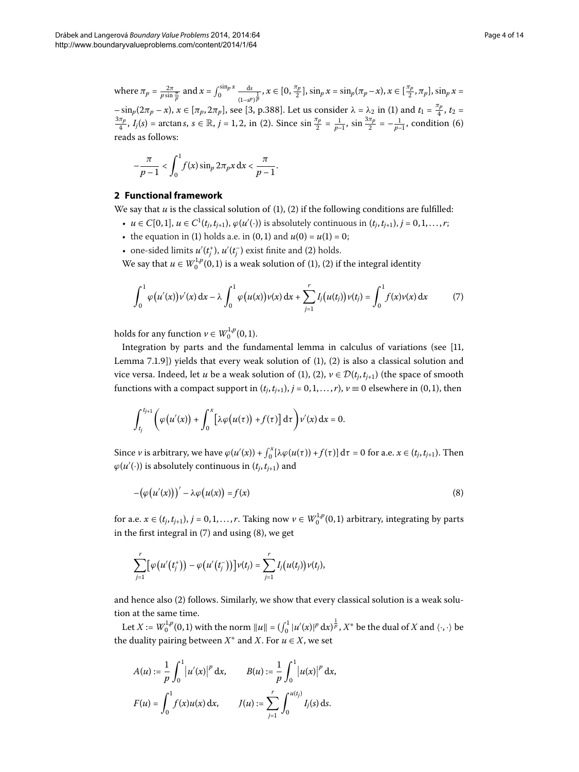where $\pi_p = \frac{2\pi}{p \sin \frac{\pi}{p}}$ and $x = \int_0^{\sin_p x} \frac{\mathrm{d}s}{(1-s^p)^{\frac{1}{p}}}$, $x \in [0, \frac{\pi_p}{2}]$, $\sin_p x = \sin_p(\pi_p - x)$, $x \in [\frac{\pi_p}{2}, \pi_p]$, $\sin_p x = -\sin_p(2\pi_p - x)$, $x \in [\pi_p, 2\pi_p]$, see [3, p.388]. Let us consider $\lambda = \lambda_2$ in (1) and $t_1 = \frac{\pi_p}{4}$, $t_2 = \frac{3\pi_p}{4}$, $I_j(s) = \arctan s$, $s \in \mathbb{R}$, $j = 1, 2$, in (2). Since $\sin \frac{\pi_p}{2} = \frac{1}{p-1}$, $\sin \frac{3\pi_p}{2} = -\frac{1}{p-1}$, condition (6) reads as follows:

$$-\frac{\pi}{p-1} < \int_0^1 f(x) \sin_p 2\pi_p x \, \mathrm{d}x < \frac{\pi}{p-1}.$$

## 2 Functional framework

We say that $u$ is the classical solution of (1), (2) if the following conditions are fulfilled:

- $u \in C[0,1]$, $u \in C^1(t_j, t_{j+1})$, $\varphi(u'(\cdot))$ is absolutely continuous in $(t_j, t_{j+1})$, $j = 0, 1, \ldots, r$;
- the equation in (1) holds a.e. in $(0,1)$ and $u(0) = u(1) = 0$;
- one-sided limits $u'(t_j^+)$, $u'(t_j^-)$ exist finite and (2) holds.

We say that $u \in W_0^{1,p}(0,1)$ is a weak solution of (1), (2) if the integral identity

$$\int_0^1 \varphi(u'(x)) v'(x) \, \mathrm{d}x - \lambda \int_0^1 \varphi(u(x)) v(x) \, \mathrm{d}x + \sum_{j=1}^r I_j(u(t_j)) v(t_j) = \int_0^1 f(x) v(x) \, \mathrm{d}x \tag{7}$$

holds for any function $v \in W_0^{1,p}(0,1)$.

Integration by parts and the fundamental lemma in calculus of variations (see [11, Lemma 7.1.9]) yields that every weak solution of (1), (2) is also a classical solution and vice versa. Indeed, let $u$ be a weak solution of (1), (2), $v \in \mathcal{D}(t_j, t_{j+1})$ (the space of smooth functions with a compact support in $(t_j, t_{j+1})$, $j = 0, 1, \ldots, r$), $v \equiv 0$ elsewhere in $(0,1)$, then

$$\int_{t_j}^{t_{j+1}} \left( \varphi(u'(x)) + \int_0^x \left[ \lambda \varphi(u(\tau)) + f(\tau) \right] \mathrm{d}\tau \right) v'(x) \, \mathrm{d}x = 0.$$

Since $v$ is arbitrary, we have $\varphi(u'(x)) + \int_0^x [\lambda \varphi(u(\tau)) + f(\tau)] \, \mathrm{d}\tau = 0$ for a.e. $x \in (t_j, t_{j+1})$. Then $\varphi(u'(\cdot))$ is absolutely continuous in $(t_j, t_{j+1})$ and

$$-\left(\varphi(u'(x))\right)' - \lambda \varphi(u(x)) = f(x) \tag{8}$$

for a.e. $x \in (t_j, t_{j+1})$, $j = 0, 1, \ldots, r$. Taking now $v \in W_0^{1,p}(0,1)$ arbitrary, integrating by parts in the first integral in (7) and using (8), we get

$$\sum_{j=1}^r \left[ \varphi(u'(t_j^+)) - \varphi(u'(t_j^-)) \right] v(t_j) = \sum_{j=1}^r I_j(u(t_j)) v(t_j),$$

and hence also (2) follows. Similarly, we show that every classical solution is a weak solution at the same time.

Let $X := W_0^{1,p}(0,1)$ with the norm $\|u\| = (\int_0^1 |u'(x)|^p \, \mathrm{d}x)^{\frac{1}{p}}$, $X^*$ be the dual of $X$ and $\langle \cdot, \cdot \rangle$ be the duality pairing between $X^*$ and $X$. For $u \in X$, we set

$$A(u) := \frac{1}{p} \int_0^1 |u'(x)|^p \, \mathrm{d}x, \qquad B(u) := \frac{1}{p} \int_0^1 |u(x)|^p \, \mathrm{d}x,$$

$$F(u) = \int_0^1 f(x) u(x) \, \mathrm{d}x, \qquad J(u) := \sum_{j=1}^r \int_0^{u(t_j)} I_j(s) \, \mathrm{d}s.$$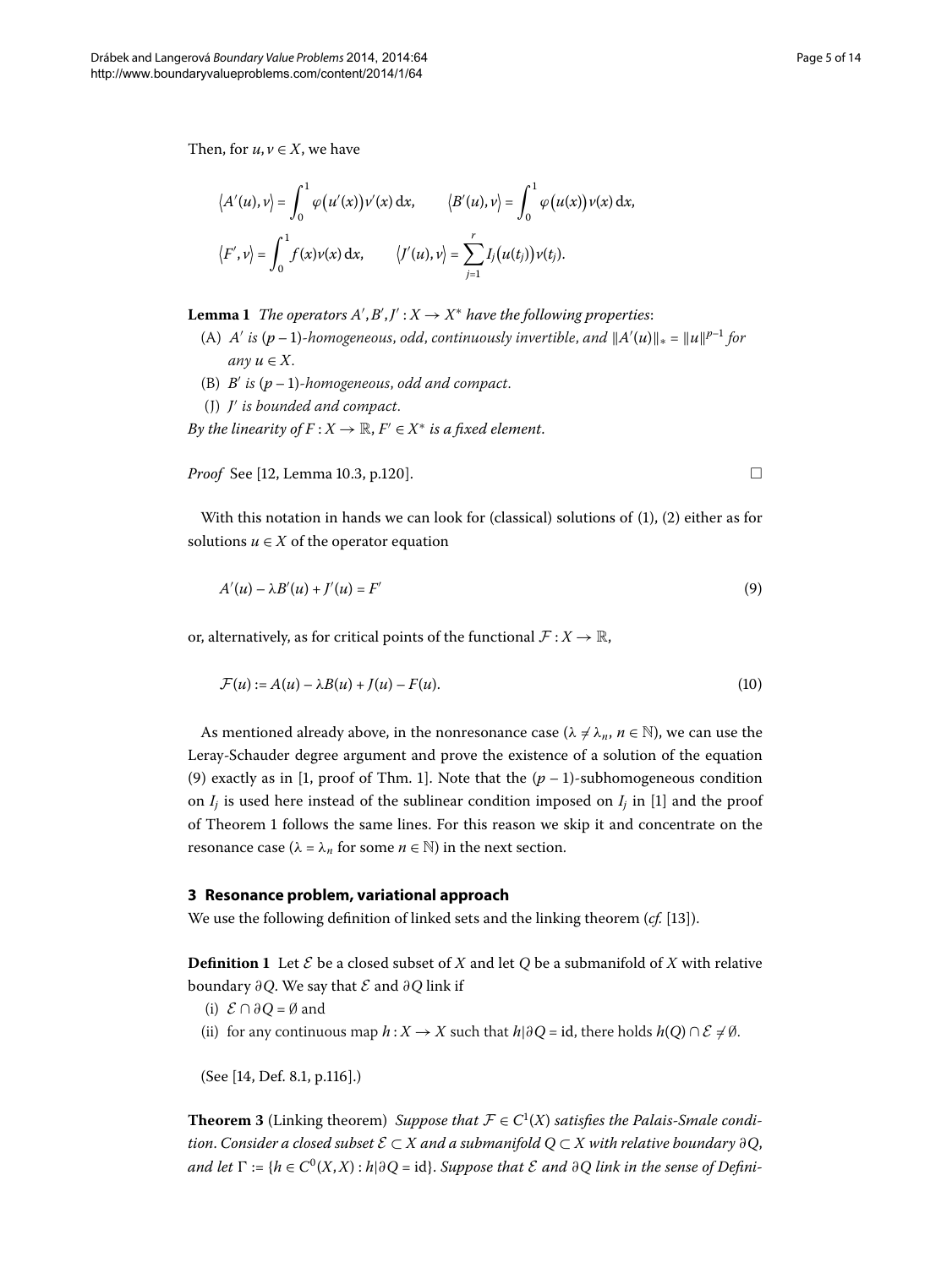Then, for $u, v \in X$, we have

$$\langle A'(u), v \rangle = \int_0^1 \varphi(u'(x)) v'(x)\,\mathrm{d}x, \qquad \langle B'(u), v \rangle = \int_0^1 \varphi(u(x)) v(x)\,\mathrm{d}x,$$

$$\langle F', v \rangle = \int_0^1 f(x) v(x)\,\mathrm{d}x, \qquad \langle J'(u), v \rangle = \sum_{j=1}^{r} I_j(u(t_j)) v(t_j).$$

**Lemma 1** *The operators $A', B', J' : X \to X^*$ have the following properties*:

(A) *$A'$ is $(p-1)$-homogeneous, odd, continuously invertible, and $\|A'(u)\|_* = \|u\|^{p-1}$ for any $u \in X$.*

(B) *$B'$ is $(p-1)$-homogeneous, odd and compact.*

(J) *$J'$ is bounded and compact.*

*By the linearity of $F : X \to \mathbb{R}$, $F' \in X^*$ is a fixed element.*

*Proof* See [12, Lemma 10.3, p.120]. □

With this notation in hands we can look for (classical) solutions of (1), (2) either as for solutions $u \in X$ of the operator equation

$$A'(u) - \lambda B'(u) + J'(u) = F' \tag{9}$$

or, alternatively, as for critical points of the functional $\mathcal{F} : X \to \mathbb{R}$,

$$\mathcal{F}(u) := A(u) - \lambda B(u) + J(u) - F(u). \tag{10}$$

As mentioned already above, in the nonresonance case ($\lambda \neq \lambda_n$, $n \in \mathbb{N}$), we can use the Leray-Schauder degree argument and prove the existence of a solution of the equation (9) exactly as in [1, proof of Thm. 1]. Note that the $(p-1)$-subhomogeneous condition on $I_j$ is used here instead of the sublinear condition imposed on $I_j$ in [1] and the proof of Theorem 1 follows the same lines. For this reason we skip it and concentrate on the resonance case ($\lambda = \lambda_n$ for some $n \in \mathbb{N}$) in the next section.

## 3 Resonance problem, variational approach

We use the following definition of linked sets and the linking theorem (*cf.* [13]).

**Definition 1** Let $\mathcal{E}$ be a closed subset of $X$ and let $Q$ be a submanifold of $X$ with relative boundary $\partial Q$. We say that $\mathcal{E}$ and $\partial Q$ link if

(i) $\mathcal{E} \cap \partial Q = \emptyset$ and

(ii) for any continuous map $h : X \to X$ such that $h|\partial Q = \mathrm{id}$, there holds $h(Q) \cap \mathcal{E} \neq \emptyset$.

(See [14, Def. 8.1, p.116].)

**Theorem 3** (Linking theorem) *Suppose that $\mathcal{F} \in C^1(X)$ satisfies the Palais-Smale condition. Consider a closed subset $\mathcal{E} \subset X$ and a submanifold $Q \subset X$ with relative boundary $\partial Q$, and let $\Gamma := \{h \in C^0(X, X) : h|\partial Q = \mathrm{id}\}$. Suppose that $\mathcal{E}$ and $\partial Q$ link in the sense of Defini-*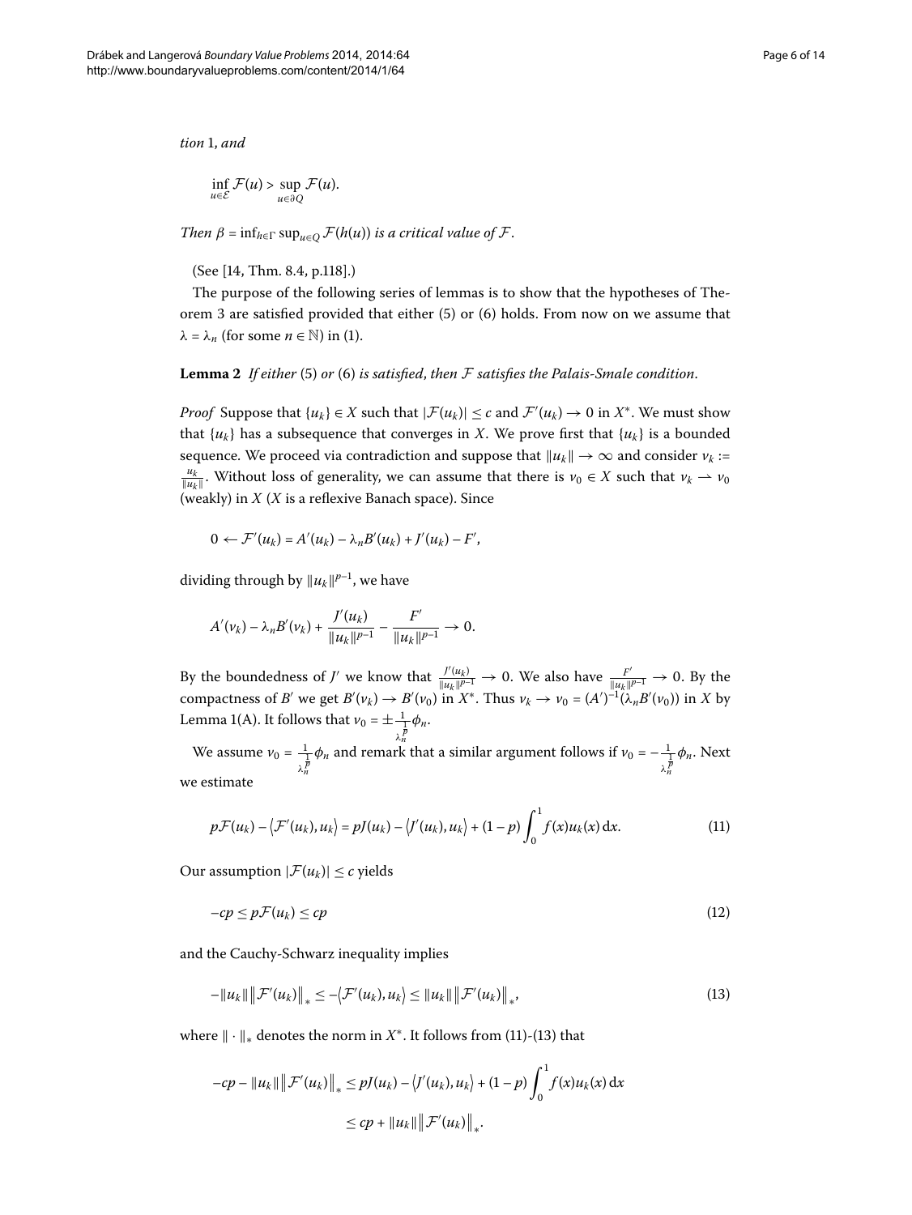*tion* 1, *and*

$$\inf_{u\in\mathcal{E}} \mathcal{F}(u) > \sup_{u\in\partial Q} \mathcal{F}(u).$$

*Then* $\beta = \inf_{h\in\Gamma} \sup_{u\in Q} \mathcal{F}(h(u))$ *is a critical value of* $\mathcal{F}$.

(See [14, Thm. 8.4, p.118].)

The purpose of the following series of lemmas is to show that the hypotheses of Theorem 3 are satisfied provided that either (5) or (6) holds. From now on we assume that $\lambda = \lambda_n$ (for some $n \in \mathbb{N}$) in (1).

**Lemma 2** *If either* (5) *or* (6) *is satisfied, then* $\mathcal{F}$ *satisfies the Palais-Smale condition.*

*Proof* Suppose that $\{u_k\} \in X$ such that $|\mathcal{F}(u_k)| \leq c$ and $\mathcal{F}'(u_k) \to 0$ in $X^*$. We must show that $\{u_k\}$ has a subsequence that converges in $X$. We prove first that $\{u_k\}$ is a bounded sequence. We proceed via contradiction and suppose that $\|u_k\| \to \infty$ and consider $v_k := \frac{u_k}{\|u_k\|}$. Without loss of generality, we can assume that there is $v_0 \in X$ such that $v_k \rightharpoonup v_0$ (weakly) in $X$ ($X$ is a reflexive Banach space). Since

$$0 \leftarrow \mathcal{F}'(u_k) = A'(u_k) - \lambda_n B'(u_k) + J'(u_k) - F',$$

dividing through by $\|u_k\|^{p-1}$, we have

$$A'(v_k) - \lambda_n B'(v_k) + \frac{J'(u_k)}{\|u_k\|^{p-1}} - \frac{F'}{\|u_k\|^{p-1}} \to 0.$$

By the boundedness of $J'$ we know that $\frac{J'(u_k)}{\|u_k\|^{p-1}} \to 0$. We also have $\frac{F'}{\|u_k\|^{p-1}} \to 0$. By the compactness of $B'$ we get $B'(v_k) \to B'(v_0)$ in $X^*$. Thus $v_k \to v_0 = (A')^{-1}(\lambda_n B'(v_0))$ in $X$ by Lemma 1(A). It follows that $v_0 = \pm \frac{1}{\lambda_n^{\frac{1}{p}}} \phi_n$.

We assume $v_0 = \frac{1}{\lambda_n^{\frac{1}{p}}} \phi_n$ and remark that a similar argument follows if $v_0 = -\frac{1}{\lambda_n^{\frac{1}{p}}} \phi_n$. Next we estimate

$$p\mathcal{F}(u_k) - \langle \mathcal{F}'(u_k), u_k \rangle = pJ(u_k) - \langle J'(u_k), u_k \rangle + (1-p) \int_0^1 f(x) u_k(x) \, \mathrm{d}x. \tag{11}$$

Our assumption $|\mathcal{F}(u_k)| \leq c$ yields

$$-cp \leq p\mathcal{F}(u_k) \leq cp \tag{12}$$

and the Cauchy-Schwarz inequality implies

$$-\|u_k\| \|\mathcal{F}'(u_k)\|_* \leq -\langle \mathcal{F}'(u_k), u_k \rangle \leq \|u_k\| \|\mathcal{F}'(u_k)\|_*, \tag{13}$$

where $\|\cdot\|_*$ denotes the norm in $X^*$. It follows from (11)-(13) that

$$\begin{aligned} -cp - \|u_k\| \|\mathcal{F}'(u_k)\|_* &\leq pJ(u_k) - \langle J'(u_k), u_k \rangle + (1-p) \int_0^1 f(x) u_k(x) \, \mathrm{d}x \\ &\leq cp + \|u_k\| \|\mathcal{F}'(u_k)\|_*. \end{aligned}$$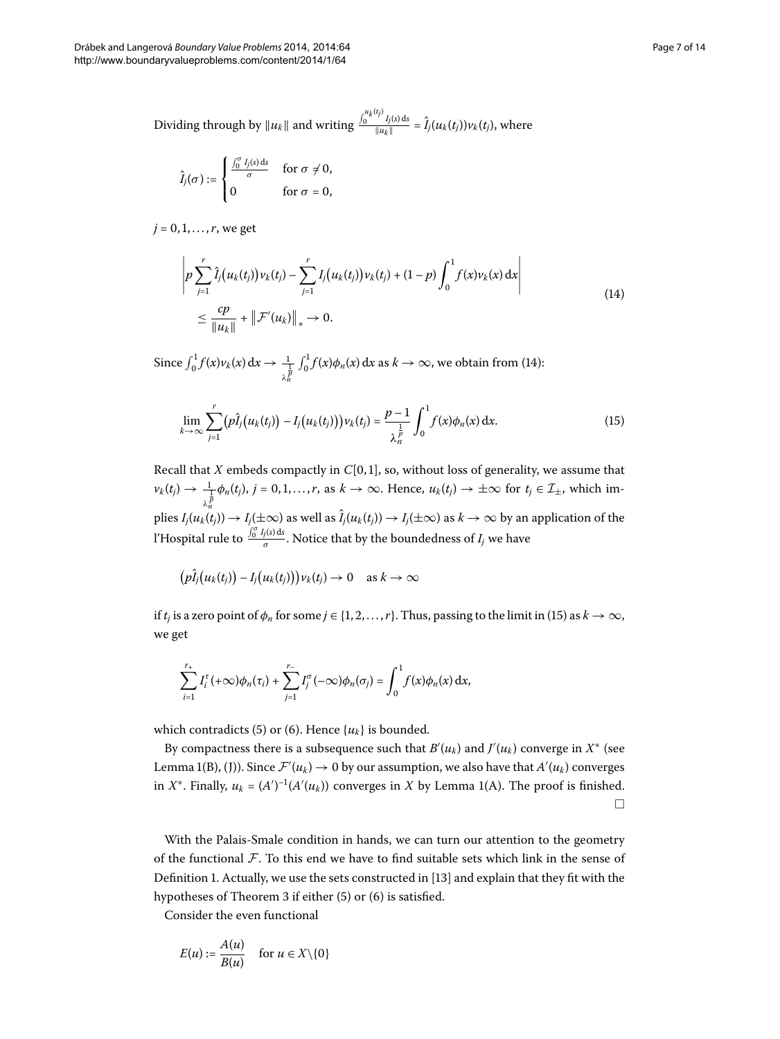Dividing through by $\|u_k\|$ and writing $\frac{\int_0^{u_k(t_j)} I_j(s)\,\mathrm{d}s}{\|u_k\|} = \hat{I}_j(u_k(t_j))v_k(t_j)$, where

$$\hat{I}_j(\sigma) := \begin{cases} \frac{\int_0^\sigma I_j(s)\,\mathrm{d}s}{\sigma} & \text{for } \sigma \neq 0, \\ 0 & \text{for } \sigma = 0, \end{cases}$$

$j = 0, 1, \ldots, r$, we get

$$\begin{aligned} &\left| p \sum_{j=1}^{r} \hat{I}_j\big(u_k(t_j)\big)v_k(t_j) - \sum_{j=1}^{r} I_j\big(u_k(t_j)\big)v_k(t_j) + (1-p)\int_0^1 f(x)v_k(x)\,\mathrm{d}x \right| \\ &\quad \leq \frac{cp}{\|u_k\|} + \big\|\mathcal{F}'(u_k)\big\|_* \to 0. \end{aligned} \tag{14}$$

Since $\int_0^1 f(x)v_k(x)\,\mathrm{d}x \to \frac{1}{\lambda_n^{\frac{1}{p}}}\int_0^1 f(x)\phi_n(x)\,\mathrm{d}x$ as $k \to \infty$, we obtain from (14):

$$\lim_{k\to\infty} \sum_{j=1}^{r} \big(p\hat{I}_j\big(u_k(t_j)\big) - I_j\big(u_k(t_j)\big)\big)v_k(t_j) = \frac{p-1}{\lambda_n^{\frac{1}{p}}}\int_0^1 f(x)\phi_n(x)\,\mathrm{d}x. \tag{15}$$

Recall that $X$ embeds compactly in $C[0,1]$, so, without loss of generality, we assume that $v_k(t_j) \to \frac{1}{\lambda_n^{\frac{1}{p}}}\phi_n(t_j)$, $j = 0, 1, \ldots, r$, as $k \to \infty$. Hence, $u_k(t_j) \to \pm\infty$ for $t_j \in \mathcal{I}_\pm$, which implies $I_j(u_k(t_j)) \to I_j(\pm\infty)$ as well as $\hat{I}_j(u_k(t_j)) \to I_j(\pm\infty)$ as $k \to \infty$ by an application of the l'Hospital rule to $\frac{\int_0^\sigma I_j(s)\,\mathrm{d}s}{\sigma}$. Notice that by the boundedness of $I_j$ we have

$$\big(p\hat{I}_j\big(u_k(t_j)\big) - I_j\big(u_k(t_j)\big)\big)v_k(t_j) \to 0 \quad \text{as } k \to \infty$$

if $t_j$ is a zero point of $\phi_n$ for some $j \in \{1, 2, \ldots, r\}$. Thus, passing to the limit in (15) as $k \to \infty$, we get

$$\sum_{i=1}^{r_+} I_i^\tau(+\infty)\phi_n(\tau_i) + \sum_{j=1}^{r_-} I_j^\sigma(-\infty)\phi_n(\sigma_j) = \int_0^1 f(x)\phi_n(x)\,\mathrm{d}x,$$

which contradicts (5) or (6). Hence $\{u_k\}$ is bounded.

By compactness there is a subsequence such that $B'(u_k)$ and $J'(u_k)$ converge in $X^*$ (see Lemma 1(B), (J)). Since $\mathcal{F}'(u_k) \to 0$ by our assumption, we also have that $A'(u_k)$ converges in $X^*$. Finally, $u_k = (A')^{-1}(A'(u_k))$ converges in $X$ by Lemma 1(A). The proof is finished. $\square$

With the Palais-Smale condition in hands, we can turn our attention to the geometry of the functional $\mathcal{F}$. To this end we have to find suitable sets which link in the sense of Definition 1. Actually, we use the sets constructed in [13] and explain that they fit with the hypotheses of Theorem 3 if either (5) or (6) is satisfied.

Consider the even functional

$$E(u) := \frac{A(u)}{B(u)} \quad \text{for } u \in X\backslash\{0\}$$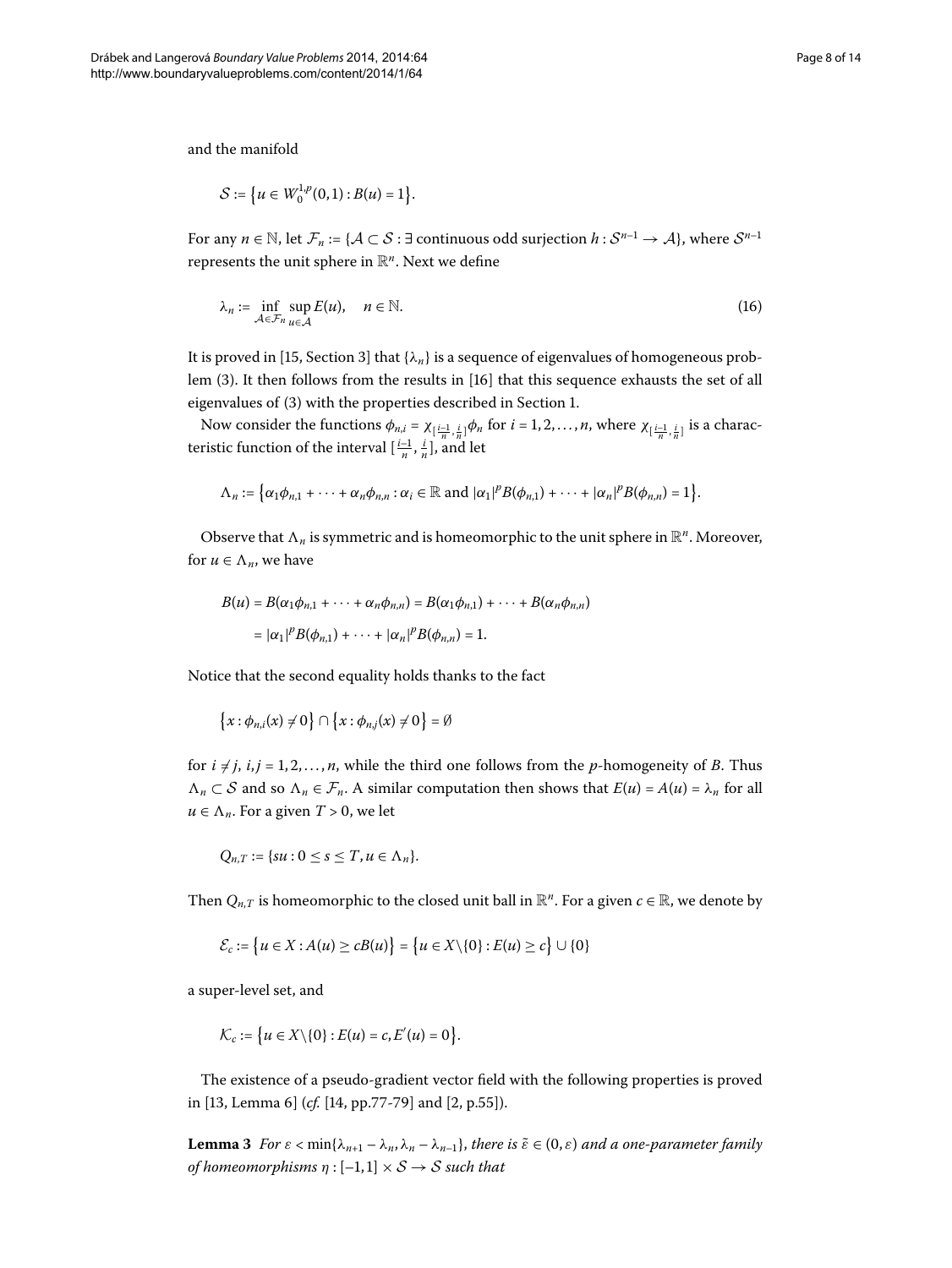and the manifold

$$\mathcal{S} := \left\{u \in W_0^{1,p}(0,1) : B(u) = 1\right\}.$$

For any $n \in \mathbb{N}$, let $\mathcal{F}_n := \{\mathcal{A} \subset \mathcal{S} : \exists$ continuous odd surjection $h : \mathcal{S}^{n-1} \to \mathcal{A}\}$, where $\mathcal{S}^{n-1}$ represents the unit sphere in $\mathbb{R}^n$. Next we define

$$\lambda_n := \inf_{\mathcal{A} \in \mathcal{F}_n} \sup_{u \in \mathcal{A}} E(u), \quad n \in \mathbb{N}. \tag{16}$$

It is proved in [15, Section 3] that $\{\lambda_n\}$ is a sequence of eigenvalues of homogeneous problem (3). It then follows from the results in [16] that this sequence exhausts the set of all eigenvalues of (3) with the properties described in Section 1.

Now consider the functions $\phi_{n,i} = \chi_{[\frac{i-1}{n},\frac{i}{n}]}\phi_n$ for $i = 1, 2, \ldots, n$, where $\chi_{[\frac{i-1}{n},\frac{i}{n}]}$ is a characteristic function of the interval $[\frac{i-1}{n}, \frac{i}{n}]$, and let

$$\Lambda_n := \left\{\alpha_1\phi_{n,1} + \cdots + \alpha_n\phi_{n,n} : \alpha_i \in \mathbb{R} \text{ and } |\alpha_1|^p B(\phi_{n,1}) + \cdots + |\alpha_n|^p B(\phi_{n,n}) = 1\right\}.$$

Observe that $\Lambda_n$ is symmetric and is homeomorphic to the unit sphere in $\mathbb{R}^n$. Moreover, for $u \in \Lambda_n$, we have

$$\begin{aligned}
B(u) &= B(\alpha_1\phi_{n,1} + \cdots + \alpha_n\phi_{n,n}) = B(\alpha_1\phi_{n,1}) + \cdots + B(\alpha_n\phi_{n,n}) \\
&= |\alpha_1|^p B(\phi_{n,1}) + \cdots + |\alpha_n|^p B(\phi_{n,n}) = 1.
\end{aligned}$$

Notice that the second equality holds thanks to the fact

$$\left\{x : \phi_{n,i}(x) \neq 0\right\} \cap \left\{x : \phi_{n,j}(x) \neq 0\right\} = \emptyset$$

for $i \neq j$, $i, j = 1, 2, \ldots, n$, while the third one follows from the $p$-homogeneity of $B$. Thus $\Lambda_n \subset \mathcal{S}$ and so $\Lambda_n \in \mathcal{F}_n$. A similar computation then shows that $E(u) = A(u) = \lambda_n$ for all $u \in \Lambda_n$. For a given $T > 0$, we let

$$Q_{n,T} := \{su : 0 \leq s \leq T, u \in \Lambda_n\}.$$

Then $Q_{n,T}$ is homeomorphic to the closed unit ball in $\mathbb{R}^n$. For a given $c \in \mathbb{R}$, we denote by

$$\mathcal{E}_c := \left\{u \in X : A(u) \geq cB(u)\right\} = \left\{u \in X \setminus \{0\} : E(u) \geq c\right\} \cup \{0\}$$

a super-level set, and

$$\mathcal{K}_c := \left\{u \in X \setminus \{0\} : E(u) = c, E'(u) = 0\right\}.$$

The existence of a pseudo-gradient vector field with the following properties is proved in [13, Lemma 6] (*cf.* [14, pp.77-79] and [2, p.55]).

**Lemma 3** *For $\varepsilon < \min\{\lambda_{n+1} - \lambda_n, \lambda_n - \lambda_{n-1}\}$, there is $\tilde{\varepsilon} \in (0, \varepsilon)$ and a one-parameter family of homeomorphisms $\eta : [-1, 1] \times \mathcal{S} \to \mathcal{S}$ such that*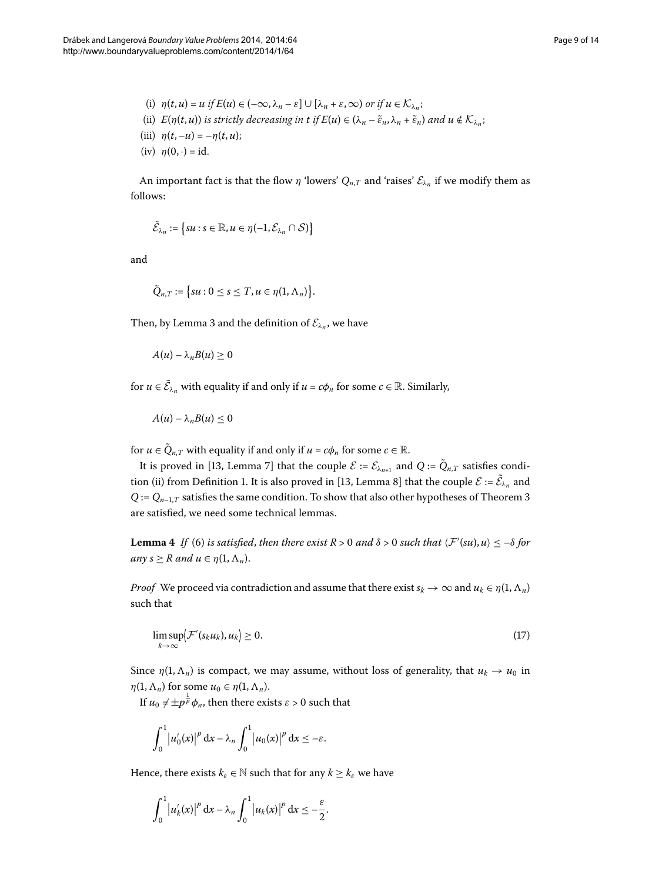(i) $\eta(t,u) = u$ *if* $E(u) \in (-\infty, \lambda_n - \varepsilon] \cup [\lambda_n + \varepsilon, \infty)$ *or if* $u \in \mathcal{K}_{\lambda_n}$;

(ii) $E(\eta(t,u))$ *is strictly decreasing in* $t$ *if* $E(u) \in (\lambda_n - \tilde{\varepsilon}_n, \lambda_n + \tilde{\varepsilon}_n)$ *and* $u \notin \mathcal{K}_{\lambda_n}$;

(iii) $\eta(t,-u) = -\eta(t,u)$;

(iv) $\eta(0,\cdot) = \mathrm{id}$.

An important fact is that the flow $\eta$ 'lowers' $Q_{n,T}$ and 'raises' $\mathcal{E}_{\lambda_n}$ if we modify them as follows:

$$\tilde{\mathcal{E}}_{\lambda_n} := \{su : s \in \mathbb{R}, u \in \eta(-1, \mathcal{E}_{\lambda_n} \cap \mathcal{S})\}$$

and

$$\tilde{Q}_{n,T} := \{su : 0 \le s \le T, u \in \eta(1, \Lambda_n)\}.$$

Then, by Lemma 3 and the definition of $\mathcal{E}_{\lambda_n}$, we have

$$A(u) - \lambda_n B(u) \ge 0$$

for $u \in \tilde{\mathcal{E}}_{\lambda_n}$ with equality if and only if $u = c\phi_n$ for some $c \in \mathbb{R}$. Similarly,

$$A(u) - \lambda_n B(u) \le 0$$

for $u \in \tilde{Q}_{n,T}$ with equality if and only if $u = c\phi_n$ for some $c \in \mathbb{R}$.

It is proved in [13, Lemma 7] that the couple $\mathcal{E} := \mathcal{E}_{\lambda_{n+1}}$ and $Q := \tilde{Q}_{n,T}$ satisfies condition (ii) from Definition 1. It is also proved in [13, Lemma 8] that the couple $\mathcal{E} := \tilde{\mathcal{E}}_{\lambda_n}$ and $Q := Q_{n-1,T}$ satisfies the same condition. To show that also other hypotheses of Theorem 3 are satisfied, we need some technical lemmas.

**Lemma 4** *If* (6) *is satisfied, then there exist* $R > 0$ *and* $\delta > 0$ *such that* $\langle \mathcal{F}'(su), u\rangle \le -\delta$ *for any* $s \ge R$ *and* $u \in \eta(1, \Lambda_n)$.

*Proof* We proceed via contradiction and assume that there exist $s_k \to \infty$ and $u_k \in \eta(1, \Lambda_n)$ such that

$$\limsup_{k\to\infty} \langle \mathcal{F}'(s_k u_k), u_k\rangle \ge 0. \tag{17}$$

Since $\eta(1, \Lambda_n)$ is compact, we may assume, without loss of generality, that $u_k \to u_0$ in $\eta(1, \Lambda_n)$ for some $u_0 \in \eta(1, \Lambda_n)$.

If $u_0 \ne \pm p^{\frac{1}{p}}\phi_n$, then there exists $\varepsilon > 0$ such that

$$\int_0^1 |u_0'(x)|^p \,\mathrm{d}x - \lambda_n \int_0^1 |u_0(x)|^p \,\mathrm{d}x \le -\varepsilon.$$

Hence, there exists $k_\varepsilon \in \mathbb{N}$ such that for any $k \ge k_\varepsilon$ we have

$$\int_0^1 |u_k'(x)|^p \,\mathrm{d}x - \lambda_n \int_0^1 |u_k(x)|^p \,\mathrm{d}x \le -\frac{\varepsilon}{2}.$$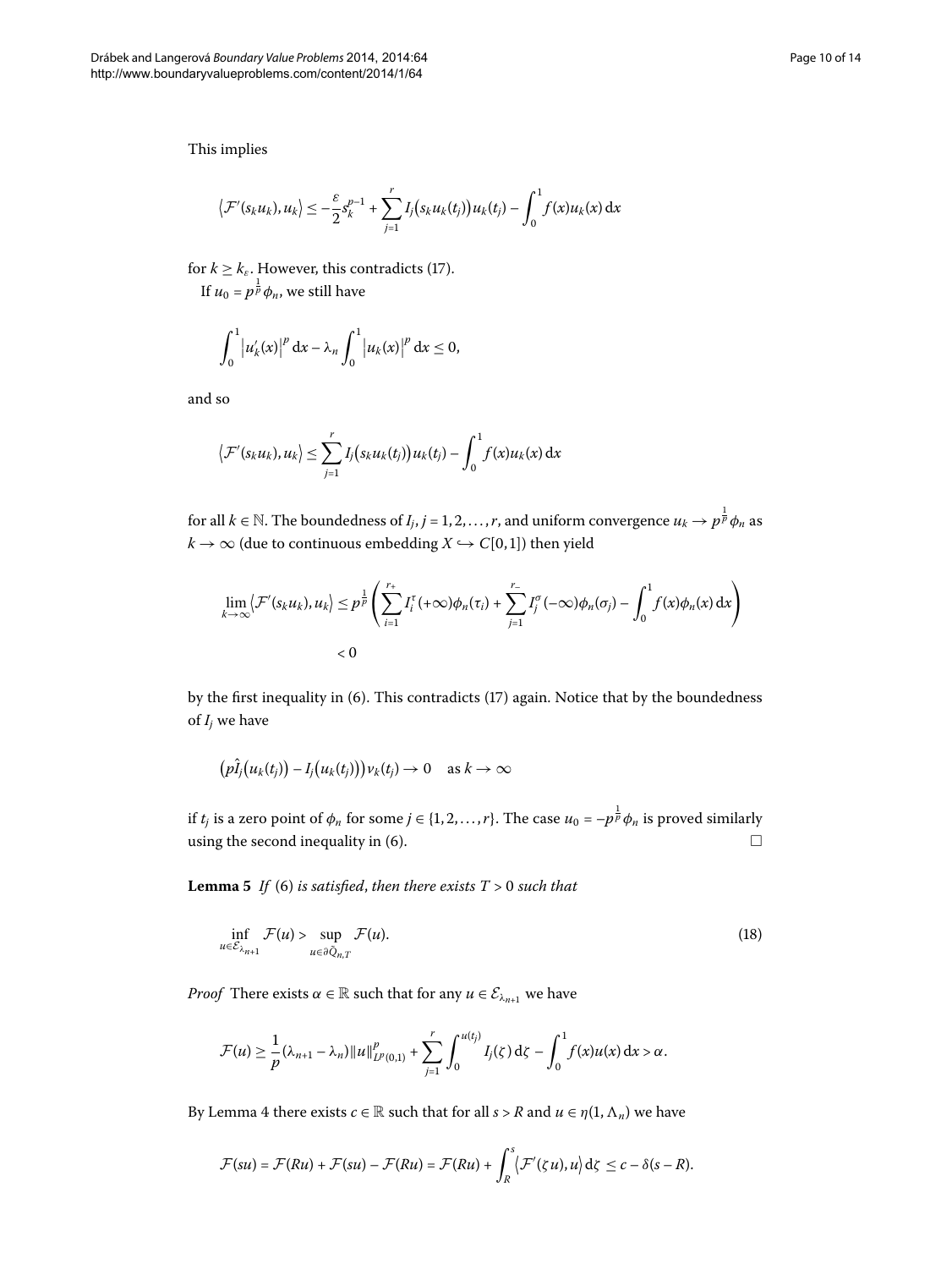This implies

$$\langle \mathcal{F}'(s_k u_k), u_k \rangle \leq -\frac{\varepsilon}{2} s_k^{p-1} + \sum_{j=1}^{r} I_j(s_k u_k(t_j)) u_k(t_j) - \int_0^1 f(x) u_k(x)\, \mathrm{d}x$$

for $k \geq k_\varepsilon$. However, this contradicts (17).

If $u_0 = p^{\frac{1}{p}} \phi_n$, we still have

$$\int_0^1 |u_k'(x)|^p \, \mathrm{d}x - \lambda_n \int_0^1 |u_k(x)|^p \, \mathrm{d}x \leq 0,$$

and so

$$\langle \mathcal{F}'(s_k u_k), u_k \rangle \leq \sum_{j=1}^{r} I_j(s_k u_k(t_j)) u_k(t_j) - \int_0^1 f(x) u_k(x)\, \mathrm{d}x$$

for all $k \in \mathbb{N}$. The boundedness of $I_j$, $j = 1, 2, \ldots, r$, and uniform convergence $u_k \to p^{\frac{1}{p}} \phi_n$ as $k \to \infty$ (due to continuous embedding $X \hookrightarrow C[0,1]$) then yield

$$\lim_{k\to\infty} \langle \mathcal{F}'(s_k u_k), u_k \rangle \leq p^{\frac{1}{p}} \left( \sum_{i=1}^{r_+} I_i^\tau(+\infty)\phi_n(\tau_i) + \sum_{j=1}^{r_-} I_j^\sigma(-\infty)\phi_n(\sigma_j) - \int_0^1 f(x)\phi_n(x)\, \mathrm{d}x \right)$$
$$< 0$$

by the first inequality in (6). This contradicts (17) again. Notice that by the boundedness of $I_j$ we have

$$\left(p\hat{I}_j(u_k(t_j)) - I_j(u_k(t_j))\right) v_k(t_j) \to 0 \quad \text{as } k \to \infty$$

if $t_j$ is a zero point of $\phi_n$ for some $j \in \{1, 2, \ldots, r\}$. The case $u_0 = -p^{\frac{1}{p}} \phi_n$ is proved similarly using the second inequality in (6). □

**Lemma 5** *If* (6) *is satisfied*, *then there exists* $T > 0$ *such that*

$$\inf_{u \in \mathcal{E}_{\lambda_{n+1}}} \mathcal{F}(u) > \sup_{u \in \partial \tilde{Q}_{n,T}} \mathcal{F}(u). \tag{18}$$

*Proof* There exists $\alpha \in \mathbb{R}$ such that for any $u \in \mathcal{E}_{\lambda_{n+1}}$ we have

$$\mathcal{F}(u) \geq \frac{1}{p}(\lambda_{n+1} - \lambda_n)\|u\|_{L^p(0,1)}^p + \sum_{j=1}^{r} \int_0^{u(t_j)} I_j(\zeta)\, \mathrm{d}\zeta - \int_0^1 f(x) u(x)\, \mathrm{d}x > \alpha.$$

By Lemma 4 there exists $c \in \mathbb{R}$ such that for all $s > R$ and $u \in \eta(1, \Lambda_n)$ we have

$$\mathcal{F}(su) = \mathcal{F}(Ru) + \mathcal{F}(su) - \mathcal{F}(Ru) = \mathcal{F}(Ru) + \int_R^s \langle \mathcal{F}'(\zeta u), u \rangle \, \mathrm{d}\zeta \leq c - \delta(s - R).$$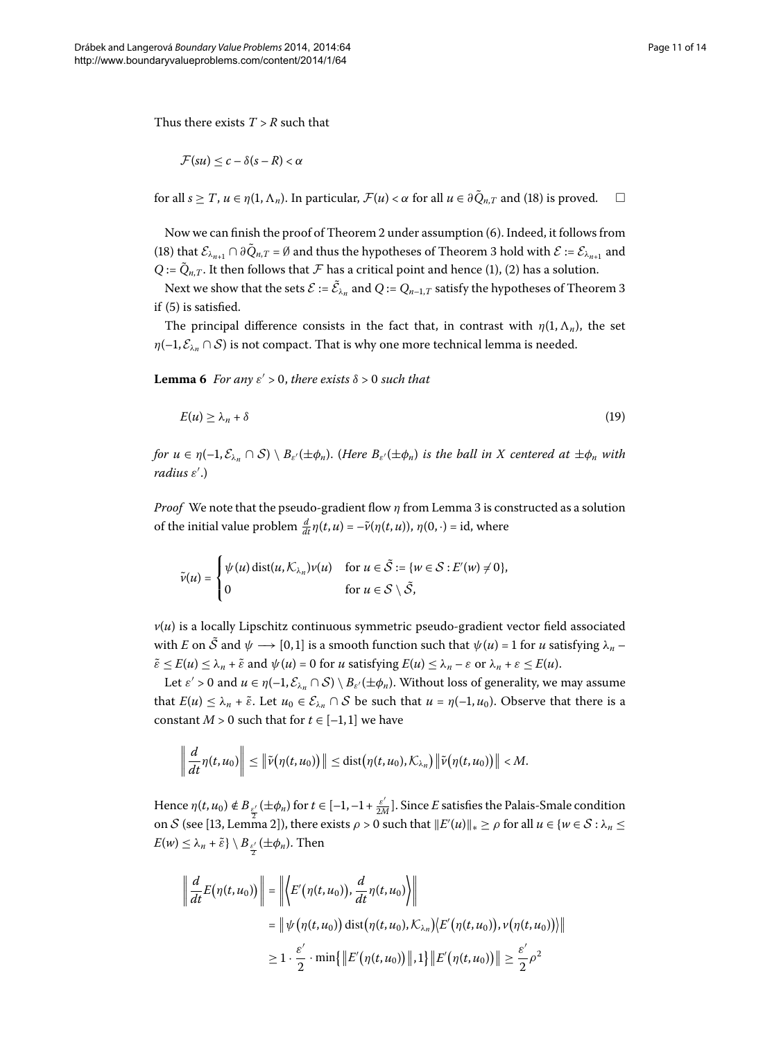Thus there exists $T > R$ such that

$$\mathcal{F}(su) \le c - \delta(s - R) < \alpha$$

for all $s \ge T$, $u \in \eta(1, \Lambda_n)$. In particular, $\mathcal{F}(u) < \alpha$ for all $u \in \partial \tilde{Q}_{n,T}$ and (18) is proved. □

Now we can finish the proof of Theorem 2 under assumption (6). Indeed, it follows from (18) that $\mathcal{E}_{\lambda_{n+1}} \cap \partial \tilde{Q}_{n,T} = \emptyset$ and thus the hypotheses of Theorem 3 hold with $\mathcal{E} := \mathcal{E}_{\lambda_{n+1}}$ and $Q := \tilde{Q}_{n,T}$. It then follows that $\mathcal{F}$ has a critical point and hence (1), (2) has a solution.

Next we show that the sets $\mathcal{E} := \tilde{\mathcal{E}}_{\lambda_n}$ and $Q := Q_{n-1,T}$ satisfy the hypotheses of Theorem 3 if (5) is satisfied.

The principal difference consists in the fact that, in contrast with $\eta(1, \Lambda_n)$, the set $\eta(-1, \mathcal{E}_{\lambda_n} \cap \mathcal{S})$ is not compact. That is why one more technical lemma is needed.

**Lemma 6** *For any $\varepsilon' > 0$, there exists $\delta > 0$ such that*

$$E(u) \ge \lambda_n + \delta \tag{19}$$

*for $u \in \eta(-1, \mathcal{E}_{\lambda_n} \cap \mathcal{S}) \setminus B_{\varepsilon'}(\pm\phi_n)$. (Here $B_{\varepsilon'}(\pm\phi_n)$ is the ball in $X$ centered at $\pm\phi_n$ with radius $\varepsilon'$.)*

*Proof* We note that the pseudo-gradient flow $\eta$ from Lemma 3 is constructed as a solution of the initial value problem $\frac{d}{dt}\eta(t,u) = -\tilde{\nu}(\eta(t,u))$, $\eta(0,\cdot) = \mathrm{id}$, where

$$\tilde{\nu}(u) = \begin{cases} \psi(u)\operatorname{dist}(u, \mathcal{K}_{\lambda_n})\nu(u) & \text{for } u \in \tilde{\mathcal{S}} := \{w \in \mathcal{S} : E'(w) \ne 0\}, \\ 0 & \text{for } u \in \mathcal{S} \setminus \tilde{\mathcal{S}}, \end{cases}$$

$\nu(u)$ is a locally Lipschitz continuous symmetric pseudo-gradient vector field associated with $E$ on $\tilde{\mathcal{S}}$ and $\psi \longrightarrow [0,1]$ is a smooth function such that $\psi(u) = 1$ for $u$ satisfying $\lambda_n - \tilde{\varepsilon} \le E(u) \le \lambda_n + \tilde{\varepsilon}$ and $\psi(u) = 0$ for $u$ satisfying $E(u) \le \lambda_n - \varepsilon$ or $\lambda_n + \varepsilon \le E(u)$.

Let $\varepsilon' > 0$ and $u \in \eta(-1, \mathcal{E}_{\lambda_n} \cap \mathcal{S}) \setminus B_{\varepsilon'}(\pm\phi_n)$. Without loss of generality, we may assume that $E(u) \le \lambda_n + \tilde{\varepsilon}$. Let $u_0 \in \mathcal{E}_{\lambda_n} \cap \mathcal{S}$ be such that $u = \eta(-1, u_0)$. Observe that there is a constant $M > 0$ such that for $t \in [-1,1]$ we have

$$\left\| \frac{d}{dt}\eta(t,u_0) \right\| \le \left\| \tilde{\nu}\big(\eta(t,u_0)\big) \right\| \le \operatorname{dist}\big(\eta(t,u_0), \mathcal{K}_{\lambda_n}\big) \left\| \tilde{\nu}\big(\eta(t,u_0)\big) \right\| < M.$$

Hence $\eta(t,u_0) \notin B_{\frac{\varepsilon'}{2}}(\pm\phi_n)$ for $t \in [-1, -1 + \frac{\varepsilon'}{2M}]$. Since $E$ satisfies the Palais-Smale condition on $\mathcal{S}$ (see [13, Lemma 2]), there exists $\rho > 0$ such that $\|E'(u)\|_* \ge \rho$ for all $u \in \{w \in \mathcal{S} : \lambda_n \le E(w) \le \lambda_n + \tilde{\varepsilon}\} \setminus B_{\frac{\varepsilon'}{2}}(\pm\phi_n)$. Then

$$\begin{aligned}
\left\| \frac{d}{dt}E\big(\eta(t,u_0)\big) \right\| &= \left\| \left\langle E'\big(\eta(t,u_0)\big), \frac{d}{dt}\eta(t,u_0) \right\rangle \right\| \\
&= \left\| \psi\big(\eta(t,u_0)\big) \operatorname{dist}\big(\eta(t,u_0), \mathcal{K}_{\lambda_n}\big) \big\langle E'\big(\eta(t,u_0)\big), \nu\big(\eta(t,u_0)\big) \big\rangle \right\| \\
&\ge 1 \cdot \frac{\varepsilon'}{2} \cdot \min\big\{ \big\| E'\big(\eta(t,u_0)\big) \big\|, 1 \big\} \big\| E'\big(\eta(t,u_0)\big) \big\| \ge \frac{\varepsilon'}{2}\rho^2
\end{aligned}$$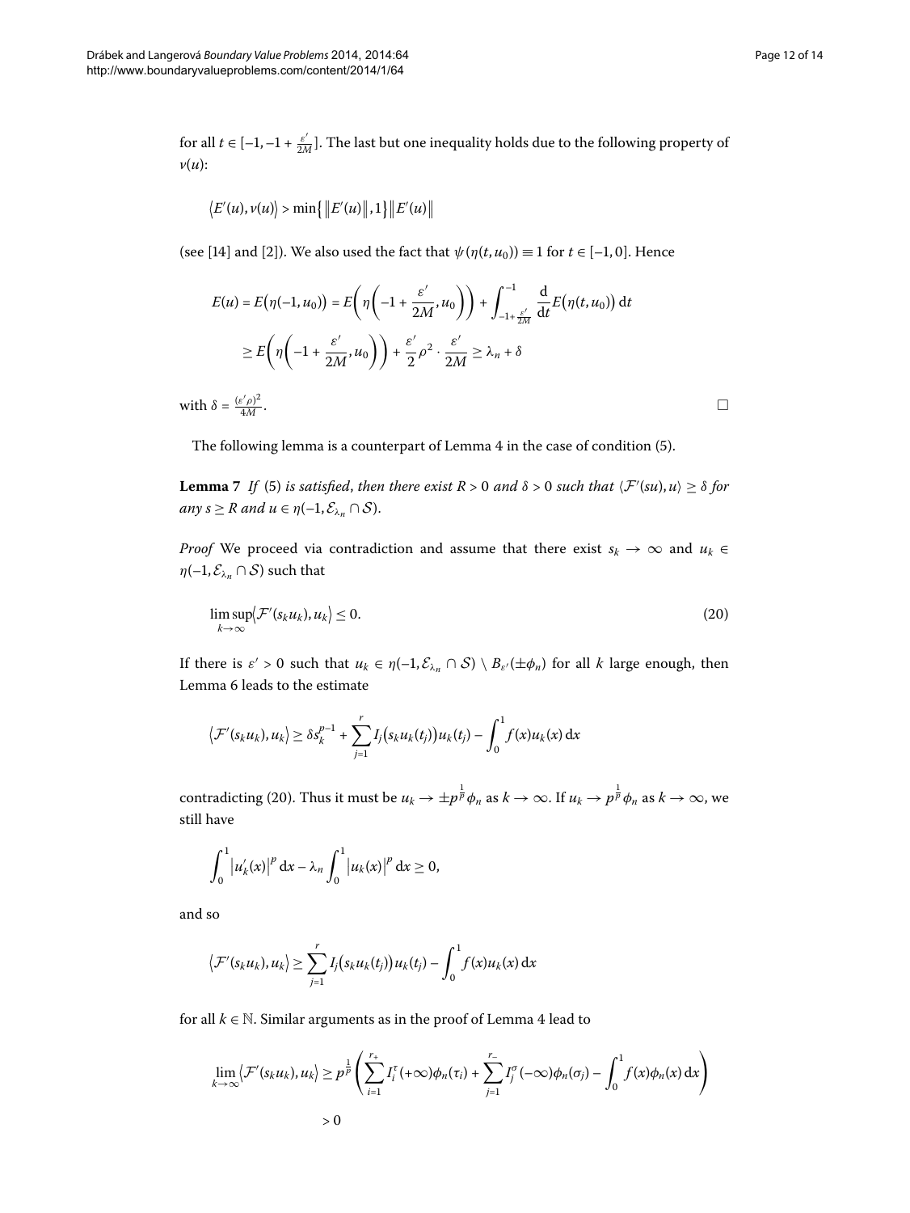for all $t \in [-1, -1 + \frac{\varepsilon'}{2M}]$. The last but one inequality holds due to the following property of $v(u)$:

$$\langle E'(u), v(u) \rangle > \min\{\|E'(u)\|, 1\}\|E'(u)\|$$

(see [14] and [2]). We also used the fact that $\psi(\eta(t, u_0)) \equiv 1$ for $t \in [-1, 0]$. Hence

$$\begin{aligned} E(u) = E(\eta(-1, u_0)) &= E\left(\eta\left(-1 + \frac{\varepsilon'}{2M}, u_0\right)\right) + \int_{-1+\frac{\varepsilon'}{2M}}^{-1} \frac{\mathrm{d}}{\mathrm{d}t} E(\eta(t, u_0))\,\mathrm{d}t \\ &\geq E\left(\eta\left(-1 + \frac{\varepsilon'}{2M}, u_0\right)\right) + \frac{\varepsilon'}{2}\rho^2 \cdot \frac{\varepsilon'}{2M} \geq \lambda_n + \delta \end{aligned}$$

with $\delta = \frac{(\varepsilon'\rho)^2}{4M}$. □

The following lemma is a counterpart of Lemma 4 in the case of condition (5).

**Lemma 7** *If* (5) *is satisfied, then there exist $R > 0$ and $\delta > 0$ such that $\langle \mathcal{F}'(su), u \rangle \geq \delta$ for any $s \geq R$ and $u \in \eta(-1, \mathcal{E}_{\lambda_n} \cap \mathcal{S})$.*

*Proof* We proceed via contradiction and assume that there exist $s_k \to \infty$ and $u_k \in \eta(-1, \mathcal{E}_{\lambda_n} \cap \mathcal{S})$ such that

$$\limsup_{k\to\infty} \langle \mathcal{F}'(s_k u_k), u_k \rangle \leq 0. \tag{20}$$

If there is $\varepsilon' > 0$ such that $u_k \in \eta(-1, \mathcal{E}_{\lambda_n} \cap \mathcal{S}) \setminus B_{\varepsilon'}(\pm\phi_n)$ for all $k$ large enough, then Lemma 6 leads to the estimate

$$\langle \mathcal{F}'(s_k u_k), u_k \rangle \geq \delta s_k^{p-1} + \sum_{j=1}^{r} I_j(s_k u_k(t_j)) u_k(t_j) - \int_0^1 f(x) u_k(x)\,\mathrm{d}x$$

contradicting (20). Thus it must be $u_k \to \pm p^{\frac{1}{p}}\phi_n$ as $k \to \infty$. If $u_k \to p^{\frac{1}{p}}\phi_n$ as $k \to \infty$, we still have

$$\int_0^1 |u_k'(x)|^p\,\mathrm{d}x - \lambda_n \int_0^1 |u_k(x)|^p\,\mathrm{d}x \geq 0,$$

and so

$$\langle \mathcal{F}'(s_k u_k), u_k \rangle \geq \sum_{j=1}^{r} I_j(s_k u_k(t_j)) u_k(t_j) - \int_0^1 f(x) u_k(x)\,\mathrm{d}x$$

for all $k \in \mathbb{N}$. Similar arguments as in the proof of Lemma 4 lead to

$$\begin{aligned} \lim_{k\to\infty} \langle \mathcal{F}'(s_k u_k), u_k \rangle &\geq p^{\frac{1}{p}} \left( \sum_{i=1}^{r_+} I_i^{\tau}(+\infty)\phi_n(\tau_i) + \sum_{j=1}^{r_-} I_j^{\sigma}(-\infty)\phi_n(\sigma_j) - \int_0^1 f(x)\phi_n(x)\,\mathrm{d}x \right) \\ &> 0 \end{aligned}$$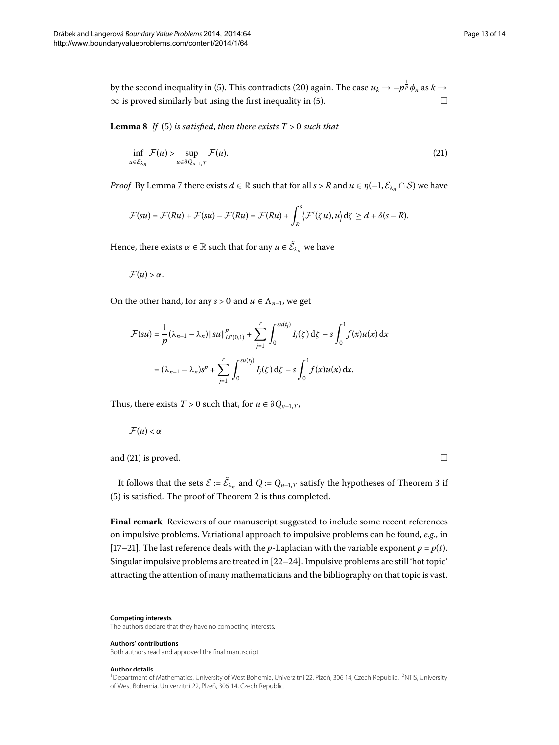by the second inequality in (5). This contradicts (20) again. The case $u_k \to -p^{\frac{1}{p}}\phi_n$ as $k \to \infty$ is proved similarly but using the first inequality in (5). □

**Lemma 8** *If* (5) *is satisfied*, *then there exists* $T > 0$ *such that*

$$\inf_{u \in \tilde{\mathcal{E}}_{\lambda_n}} \mathcal{F}(u) > \sup_{u \in \partial Q_{n-1,T}} \mathcal{F}(u). \tag{21}$$

*Proof* By Lemma 7 there exists $d \in \mathbb{R}$ such that for all $s > R$ and $u \in \eta(-1, \mathcal{E}_{\lambda_n} \cap \mathcal{S})$ we have

$$\mathcal{F}(su) = \mathcal{F}(Ru) + \mathcal{F}(su) - \mathcal{F}(Ru) = \mathcal{F}(Ru) + \int_R^s \langle \mathcal{F}'(\zeta u), u \rangle \, \mathrm{d}\zeta \geq d + \delta(s - R).$$

Hence, there exists $\alpha \in \mathbb{R}$ such that for any $u \in \tilde{\mathcal{E}}_{\lambda_n}$ we have

$$\mathcal{F}(u) > \alpha.$$

On the other hand, for any $s > 0$ and $u \in \Lambda_{n-1}$, we get

$$\begin{aligned}
\mathcal{F}(su) &= \frac{1}{p}(\lambda_{n-1} - \lambda_n)\|su\|^p_{L^p(0,1)} + \sum_{j=1}^r \int_0^{su(t_j)} I_j(\zeta) \, \mathrm{d}\zeta - s\int_0^1 f(x)u(x) \, \mathrm{d}x \\
&= (\lambda_{n-1} - \lambda_n)s^p + \sum_{j=1}^r \int_0^{su(t_j)} I_j(\zeta) \, \mathrm{d}\zeta - s\int_0^1 f(x)u(x) \, \mathrm{d}x.
\end{aligned}$$

Thus, there exists $T > 0$ such that, for $u \in \partial Q_{n-1,T}$,

$$\mathcal{F}(u) < \alpha$$

and (21) is proved. □

It follows that the sets $\mathcal{E} := \tilde{\mathcal{E}}_{\lambda_n}$ and $Q := Q_{n-1,T}$ satisfy the hypotheses of Theorem 3 if (5) is satisfied. The proof of Theorem 2 is thus completed.

**Final remark** Reviewers of our manuscript suggested to include some recent references on impulsive problems. Variational approach to impulsive problems can be found, *e.g.*, in [17–21]. The last reference deals with the $p$-Laplacian with the variable exponent $p = p(t)$. Singular impulsive problems are treated in [22–24]. Impulsive problems are still 'hot topic' attracting the attention of many mathematicians and the bibliography on that topic is vast.

#### Competing interests
The authors declare that they have no competing interests.

#### Authors' contributions
Both authors read and approved the final manuscript.

#### Author details
[1]Department of Mathematics, University of West Bohemia, Univerzitní 22, Plzeň, 306 14, Czech Republic. [2]NTIS, University of West Bohemia, Univerzitní 22, Plzeň, 306 14, Czech Republic.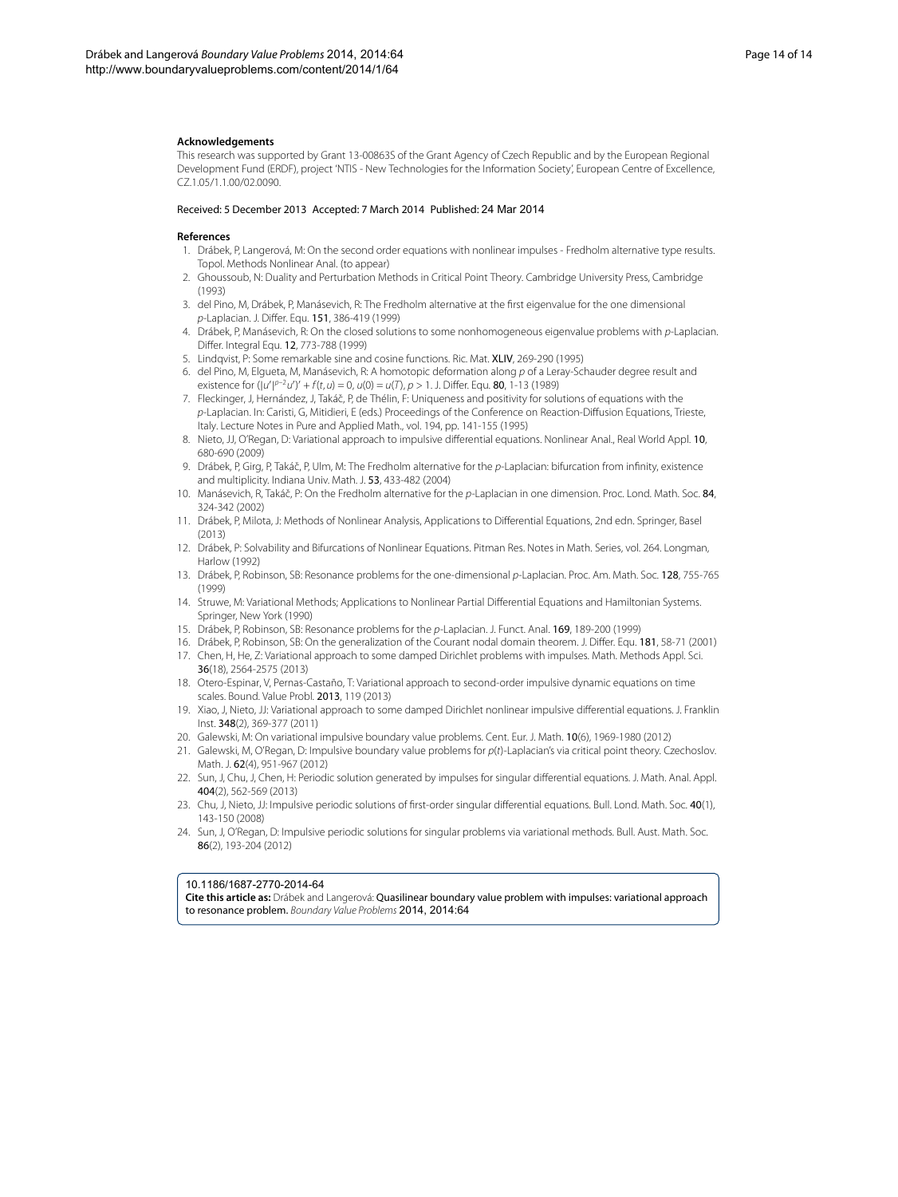### Acknowledgements

This research was supported by Grant 13-00863S of the Grant Agency of Czech Republic and by the European Regional Development Fund (ERDF), project 'NTIS - New Technologies for the Information Society', European Centre of Excellence, CZ.1.05/1.1.00/02.0090.

Received: 5 December 2013 Accepted: 7 March 2014 Published: 24 Mar 2014

### References

1. Drábek, P, Langerová, M: On the second order equations with nonlinear impulses - Fredholm alternative type results. Topol. Methods Nonlinear Anal. (to appear)
2. Ghoussoub, N: Duality and Perturbation Methods in Critical Point Theory. Cambridge University Press, Cambridge (1993)
3. del Pino, M, Drábek, P, Manásevich, R: The Fredholm alternative at the first eigenvalue for the one dimensional $p$-Laplacian. J. Differ. Equ. **151**, 386-419 (1999)
4. Drábek, P, Manásevich, R: On the closed solutions to some nonhomogeneous eigenvalue problems with $p$-Laplacian. Differ. Integral Equ. **12**, 773-788 (1999)
5. Lindqvist, P: Some remarkable sine and cosine functions. Ric. Mat. **XLIV**, 269-290 (1995)
6. del Pino, M, Elgueta, M, Manásevich, R: A homotopic deformation along $p$ of a Leray-Schauder degree result and existence for $(|u'|^{p-2}u')' + f(t,u) = 0$, $u(0) = u(T)$, $p > 1$. J. Differ. Equ. **80**, 1-13 (1989)
7. Fleckinger, J, Hernández, J, Takáč, P, de Thélin, F: Uniqueness and positivity for solutions of equations with the $p$-Laplacian. In: Caristi, G, Mitidieri, E (eds.) Proceedings of the Conference on Reaction-Diffusion Equations, Trieste, Italy. Lecture Notes in Pure and Applied Math., vol. 194, pp. 141-155 (1995)
8. Nieto, JJ, O'Regan, D: Variational approach to impulsive differential equations. Nonlinear Anal., Real World Appl. **10**, 680-690 (2009)
9. Drábek, P, Girg, P, Takáč, P, Ulm, M: The Fredholm alternative for the $p$-Laplacian: bifurcation from infinity, existence and multiplicity. Indiana Univ. Math. J. **53**, 433-482 (2004)
10. Manásevich, R, Takáč, P: On the Fredholm alternative for the $p$-Laplacian in one dimension. Proc. Lond. Math. Soc. **84**, 324-342 (2002)
11. Drábek, P, Milota, J: Methods of Nonlinear Analysis, Applications to Differential Equations, 2nd edn. Springer, Basel (2013)
12. Drábek, P: Solvability and Bifurcations of Nonlinear Equations. Pitman Res. Notes in Math. Series, vol. 264. Longman, Harlow (1992)
13. Drábek, P, Robinson, SB: Resonance problems for the one-dimensional $p$-Laplacian. Proc. Am. Math. Soc. **128**, 755-765 (1999)
14. Struwe, M: Variational Methods; Applications to Nonlinear Partial Differential Equations and Hamiltonian Systems. Springer, New York (1990)
15. Drábek, P, Robinson, SB: Resonance problems for the $p$-Laplacian. J. Funct. Anal. **169**, 189-200 (1999)
16. Drábek, P, Robinson, SB: On the generalization of the Courant nodal domain theorem. J. Differ. Equ. **181**, 58-71 (2001)
17. Chen, H, He, Z: Variational approach to some damped Dirichlet problems with impulses. Math. Methods Appl. Sci. **36**(18), 2564-2575 (2013)
18. Otero-Espinar, V, Pernas-Castaño, T: Variational approach to second-order impulsive dynamic equations on time scales. Bound. Value Probl. **2013**, 119 (2013)
19. Xiao, J, Nieto, JJ: Variational approach to some damped Dirichlet nonlinear impulsive differential equations. J. Franklin Inst. **348**(2), 369-377 (2011)
20. Galewski, M: On variational impulsive boundary value problems. Cent. Eur. J. Math. **10**(6), 1969-1980 (2012)
21. Galewski, M, O'Regan, D: Impulsive boundary value problems for $p(t)$-Laplacian's via critical point theory. Czechoslov. Math. J. **62**(4), 951-967 (2012)
22. Sun, J, Chu, J, Chen, H: Periodic solution generated by impulses for singular differential equations. J. Math. Anal. Appl. **404**(2), 562-569 (2013)
23. Chu, J, Nieto, JJ: Impulsive periodic solutions of first-order singular differential equations. Bull. Lond. Math. Soc. **40**(1), 143-150 (2008)
24. Sun, J, O'Regan, D: Impulsive periodic solutions for singular problems via variational methods. Bull. Aust. Math. Soc. **86**(2), 193-204 (2012)

10.1186/1687-2770-2014-64

**Cite this article as:** Drábek and Langerová: Quasilinear boundary value problem with impulses: variational approach to resonance problem. *Boundary Value Problems* 2014, 2014:64